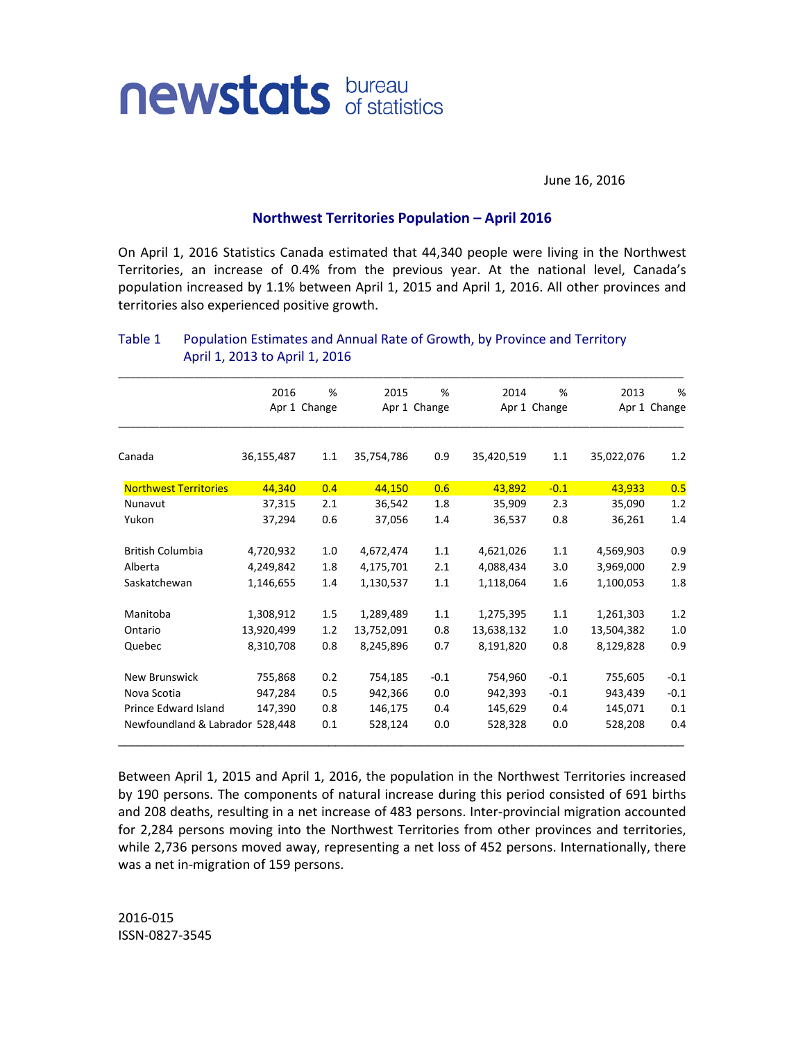newstats bureau of statistics

June 16, 2016

## Northwest Territories Population – April 2016

On April 1, 2016 Statistics Canada estimated that 44,340 people were living in the Northwest Territories, an increase of 0.4% from the previous year. At the national level, Canada's population increased by 1.1% between April 1, 2015 and April 1, 2016. All other provinces and territories also experienced positive growth.

Table 1 Population Estimates and Annual Rate of Growth, by Province and Territory April 1, 2013 to April 1, 2016

| | 2016 Apr 1 | % Change | 2015 Apr 1 | % Change | 2014 Apr 1 | % Change | 2013 Apr 1 | % Change |
|---|---|---|---|---|---|---|---|---|
| Canada | 36,155,487 | 1.1 | 35,754,786 | 0.9 | 35,420,519 | 1.1 | 35,022,076 | 1.2 |
| Northwest Territories | 44,340 | 0.4 | 44,150 | 0.6 | 43,892 | -0.1 | 43,933 | 0.5 |
| Nunavut | 37,315 | 2.1 | 36,542 | 1.8 | 35,909 | 2.3 | 35,090 | 1.2 |
| Yukon | 37,294 | 0.6 | 37,056 | 1.4 | 36,537 | 0.8 | 36,261 | 1.4 |
| British Columbia | 4,720,932 | 1.0 | 4,672,474 | 1.1 | 4,621,026 | 1.1 | 4,569,903 | 0.9 |
| Alberta | 4,249,842 | 1.8 | 4,175,701 | 2.1 | 4,088,434 | 3.0 | 3,969,000 | 2.9 |
| Saskatchewan | 1,146,655 | 1.4 | 1,130,537 | 1.1 | 1,118,064 | 1.6 | 1,100,053 | 1.8 |
| Manitoba | 1,308,912 | 1.5 | 1,289,489 | 1.1 | 1,275,395 | 1.1 | 1,261,303 | 1.2 |
| Ontario | 13,920,499 | 1.2 | 13,752,091 | 0.8 | 13,638,132 | 1.0 | 13,504,382 | 1.0 |
| Quebec | 8,310,708 | 0.8 | 8,245,896 | 0.7 | 8,191,820 | 0.8 | 8,129,828 | 0.9 |
| New Brunswick | 755,868 | 0.2 | 754,185 | -0.1 | 754,960 | -0.1 | 755,605 | -0.1 |
| Nova Scotia | 947,284 | 0.5 | 942,366 | 0.0 | 942,393 | -0.1 | 943,439 | -0.1 |
| Prince Edward Island | 147,390 | 0.8 | 146,175 | 0.4 | 145,629 | 0.4 | 145,071 | 0.1 |
| Newfoundland & Labrador | 528,448 | 0.1 | 528,124 | 0.0 | 528,328 | 0.0 | 528,208 | 0.4 |

Between April 1, 2015 and April 1, 2016, the population in the Northwest Territories increased by 190 persons. The components of natural increase during this period consisted of 691 births and 208 deaths, resulting in a net increase of 483 persons. Inter-provincial migration accounted for 2,284 persons moving into the Northwest Territories from other provinces and territories, while 2,736 persons moved away, representing a net loss of 452 persons. Internationally, there was a net in-migration of 159 persons.

2016-015
ISSN-0827-3545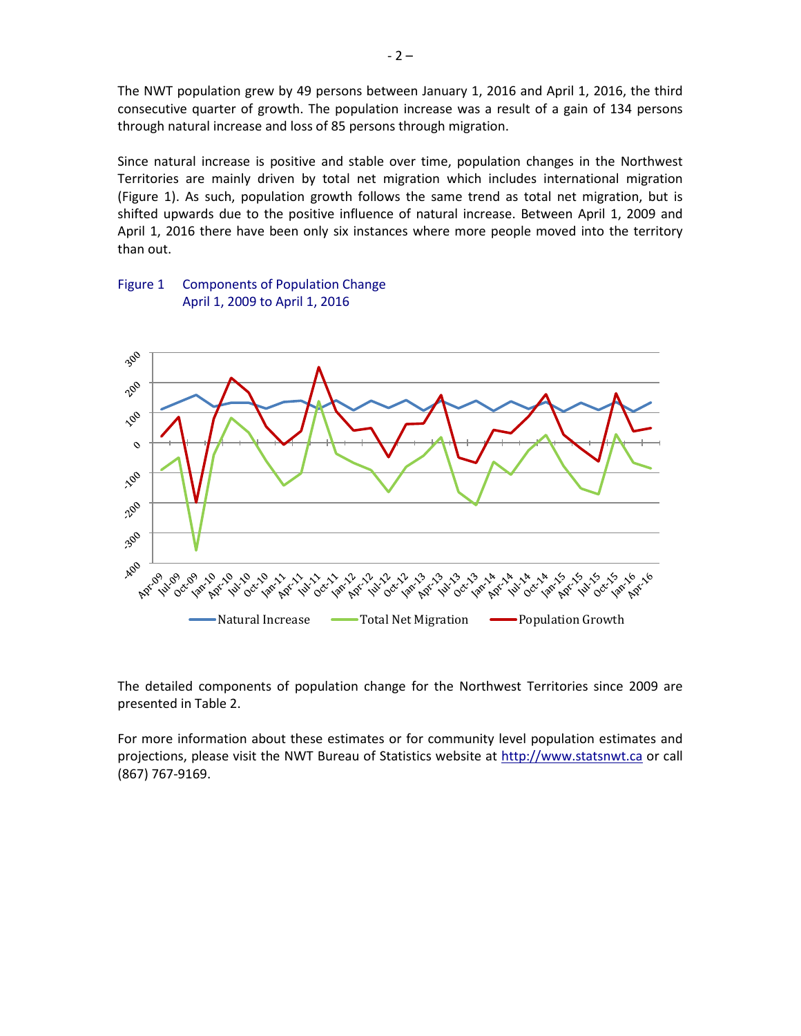The NWT population grew by 49 persons between January 1, 2016 and April 1, 2016, the third consecutive quarter of growth. The population increase was a result of a gain of 134 persons through natural increase and loss of 85 persons through migration.

Since natural increase is positive and stable over time, population changes in the Northwest Territories are mainly driven by total net migration which includes international migration (Figure 1). As such, population growth follows the same trend as total net migration, but is shifted upwards due to the positive influence of natural increase. Between April 1, 2009 and April 1, 2016 there have been only six instances where more people moved into the territory than out.

Figure 1 Components of Population Change
April 1, 2009 to April 1, 2016

300
200
100
0
-100
-200
-300
-400

Apr-09 Jul-09 Oct-09 Jan-10 Apr-10 Jul-10 Oct-10 Jan-11 Apr-11 Jul-11 Oct-11 Jan-12 Apr-12 Jul-12 Oct-12 Jan-13 Apr-13 Jul-13 Oct-13 Jan-14 Apr-14 Jul-14 Oct-14 Jan-15 Apr-15 Jul-15 Oct-15 Jan-16 Apr-16

Natural Increase Total Net Migration Population Growth

The detailed components of population change for the Northwest Territories since 2009 are presented in Table 2.

For more information about these estimates or for community level population estimates and projections, please visit the NWT Bureau of Statistics website at http://www.statsnwt.ca or call (867) 767-9169.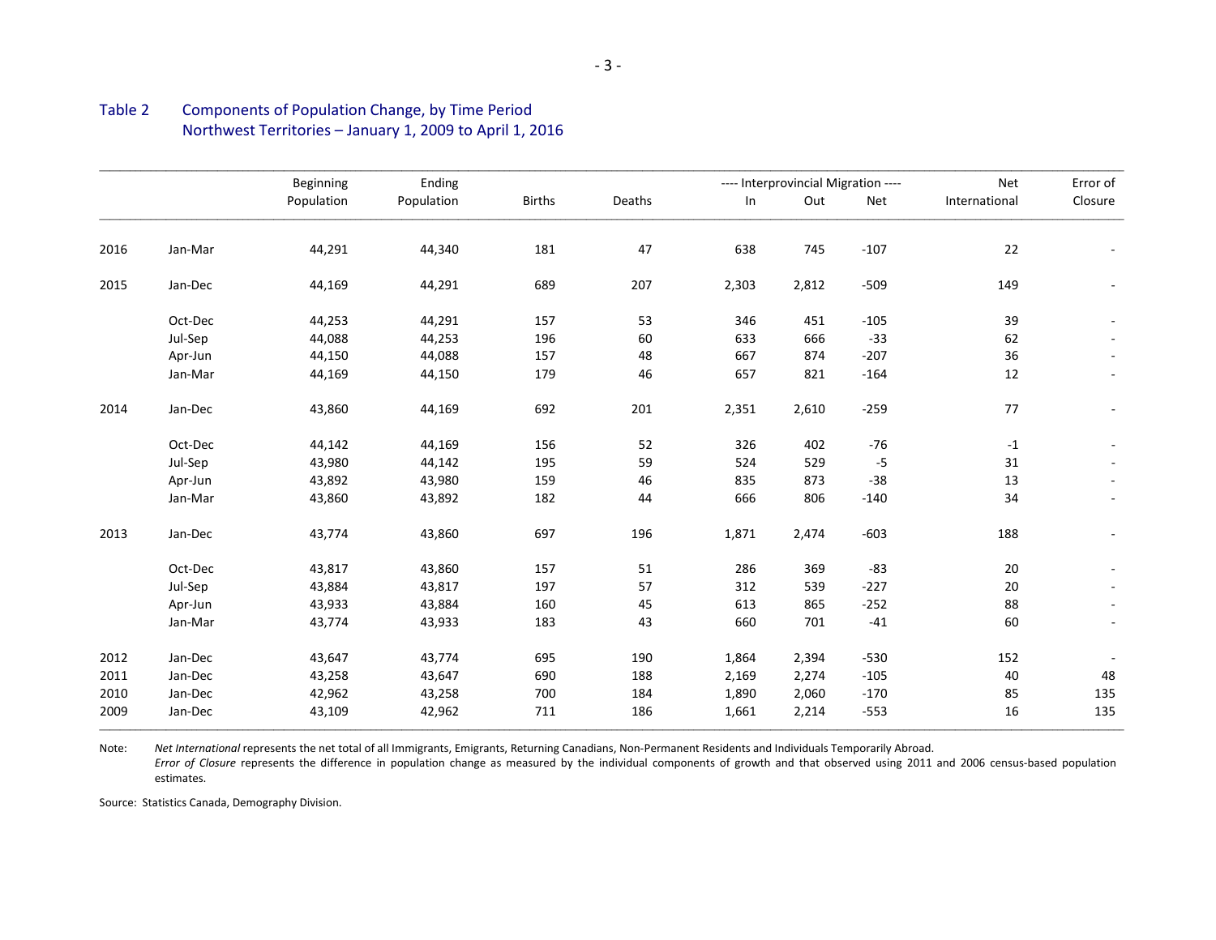## Table 2 Components of Population Change, by Time Period
### Northwest Territories – January 1, 2009 to April 1, 2016

| | | Beginning Population | Ending Population | Births | Deaths | ---- Interprovincial Migration ---- In | Out | Net | Net International | Error of Closure |
|---|---|---|---|---|---|---|---|---|---|---|
| 2016 | Jan-Mar | 44,291 | 44,340 | 181 | 47 | 638 | 745 | -107 | 22 | - |
| 2015 | Jan-Dec | 44,169 | 44,291 | 689 | 207 | 2,303 | 2,812 | -509 | 149 | - |
| | Oct-Dec | 44,253 | 44,291 | 157 | 53 | 346 | 451 | -105 | 39 | - |
| | Jul-Sep | 44,088 | 44,253 | 196 | 60 | 633 | 666 | -33 | 62 | - |
| | Apr-Jun | 44,150 | 44,088 | 157 | 48 | 667 | 874 | -207 | 36 | - |
| | Jan-Mar | 44,169 | 44,150 | 179 | 46 | 657 | 821 | -164 | 12 | - |
| 2014 | Jan-Dec | 43,860 | 44,169 | 692 | 201 | 2,351 | 2,610 | -259 | 77 | - |
| | Oct-Dec | 44,142 | 44,169 | 156 | 52 | 326 | 402 | -76 | -1 | - |
| | Jul-Sep | 43,980 | 44,142 | 195 | 59 | 524 | 529 | -5 | 31 | - |
| | Apr-Jun | 43,892 | 43,980 | 159 | 46 | 835 | 873 | -38 | 13 | - |
| | Jan-Mar | 43,860 | 43,892 | 182 | 44 | 666 | 806 | -140 | 34 | - |
| 2013 | Jan-Dec | 43,774 | 43,860 | 697 | 196 | 1,871 | 2,474 | -603 | 188 | - |
| | Oct-Dec | 43,817 | 43,860 | 157 | 51 | 286 | 369 | -83 | 20 | - |
| | Jul-Sep | 43,884 | 43,817 | 197 | 57 | 312 | 539 | -227 | 20 | - |
| | Apr-Jun | 43,933 | 43,884 | 160 | 45 | 613 | 865 | -252 | 88 | - |
| | Jan-Mar | 43,774 | 43,933 | 183 | 43 | 660 | 701 | -41 | 60 | - |
| 2012 | Jan-Dec | 43,647 | 43,774 | 695 | 190 | 1,864 | 2,394 | -530 | 152 | - |
| 2011 | Jan-Dec | 43,258 | 43,647 | 690 | 188 | 2,169 | 2,274 | -105 | 40 | 48 |
| 2010 | Jan-Dec | 42,962 | 43,258 | 700 | 184 | 1,890 | 2,060 | -170 | 85 | 135 |
| 2009 | Jan-Dec | 43,109 | 42,962 | 711 | 186 | 1,661 | 2,214 | -553 | 16 | 135 |

Note: *Net International* represents the net total of all Immigrants, Emigrants, Returning Canadians, Non-Permanent Residents and Individuals Temporarily Abroad.
*Error of Closure* represents the difference in population change as measured by the individual components of growth and that observed using 2011 and 2006 census-based population estimates.

Source: Statistics Canada, Demography Division.